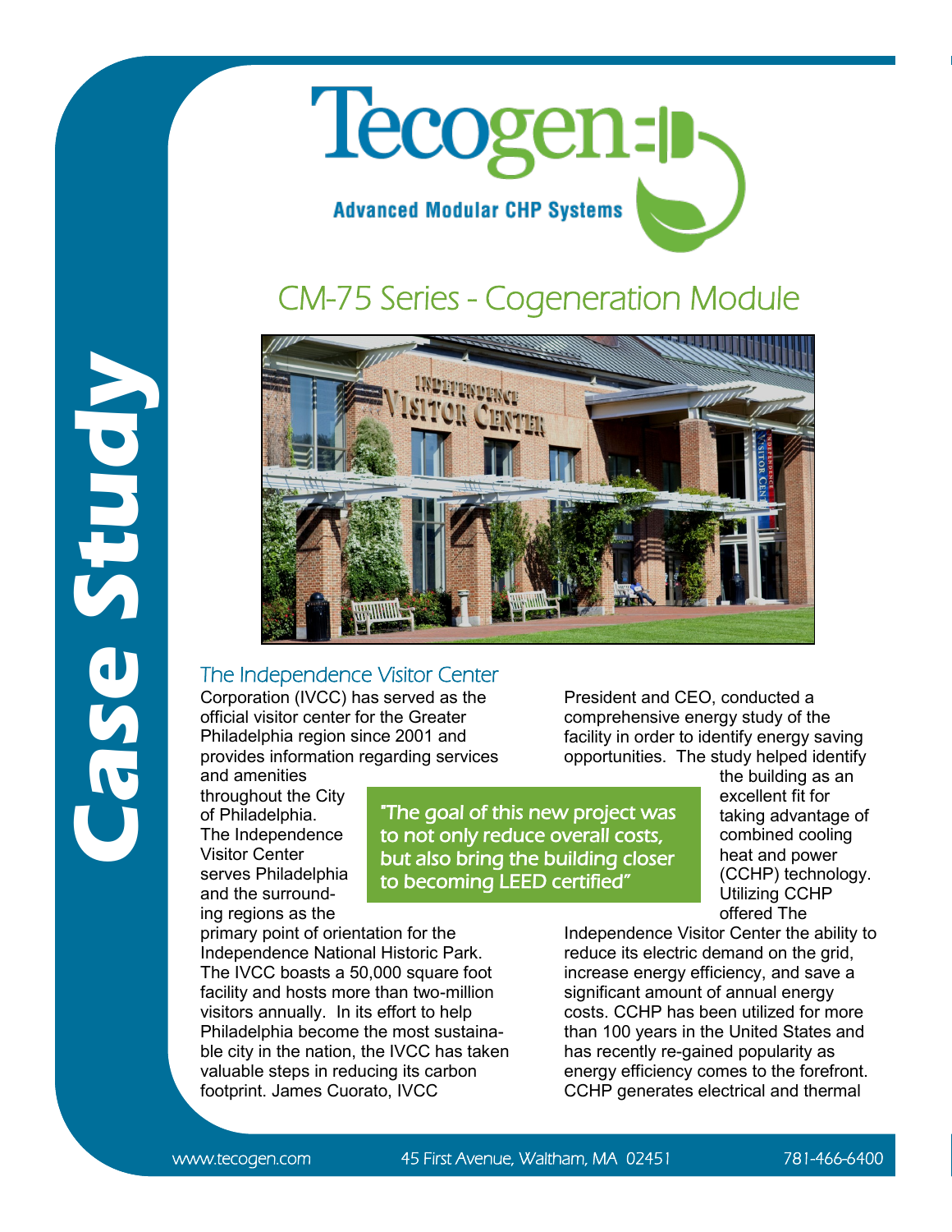# Case Study

Tecogen

Advanced Modular CHP Systems

## CM-75 Series - Cogeneration Module

### The Independence Visitor Center

The Independence Visitor Center Corporation (IVCC) has served as the official visitor center for the Greater Philadelphia region since 2001 and provides information regarding services and amenities throughout the City of Philadelphia. The Independence Visitor Center serves Philadelphia and the surrounding regions as the primary point of orientation for the Independence National Historic Park. The IVCC boasts a 50,000 square foot facility and hosts more than two-million visitors annually. In its effort to help Philadelphia become the most sustainable city in the nation, the IVCC has taken valuable steps in reducing its carbon footprint. James Cuorato, IVCC President and CEO, conducted a comprehensive energy study of the facility in order to identify energy saving opportunities. The study helped identify the building as an excellent fit for taking advantage of combined cooling heat and power (CCHP) technology. Utilizing CCHP offered The Independence Visitor Center the ability to reduce its electric demand on the grid, increase energy efficiency, and save a significant amount of annual energy costs. CCHP has been utilized for more than 100 years in the United States and has recently re-gained popularity as energy efficiency comes to the forefront. CCHP generates electrical and thermal

> "The goal of this new project was to not only reduce overall costs, but also bring the building closer to becoming LEED certified"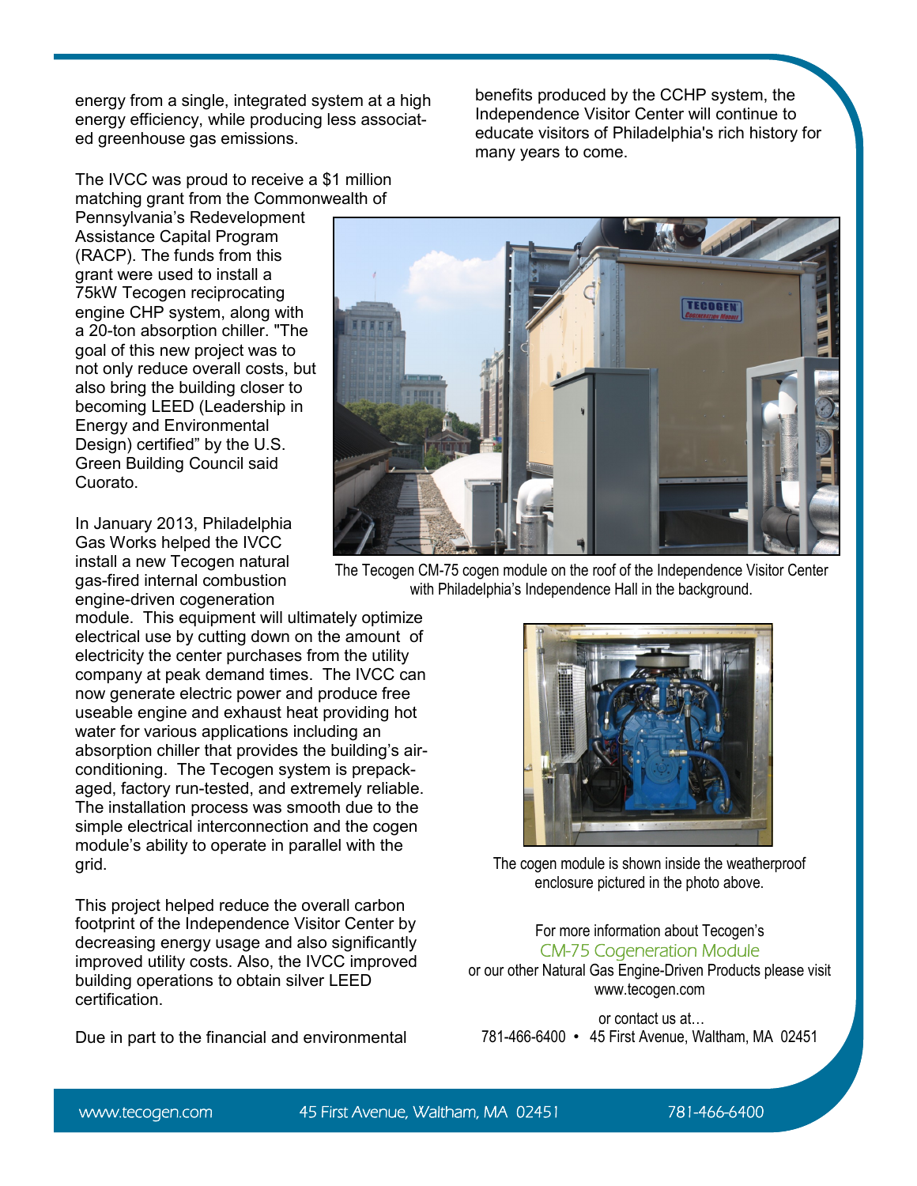energy from a single, integrated system at a high energy efficiency, while producing less associated greenhouse gas emissions.

The IVCC was proud to receive a $1 million matching grant from the Commonwealth of Pennsylvania's Redevelopment Assistance Capital Program (RACP). The funds from this grant were used to install a 75kW Tecogen reciprocating engine CHP system, along with a 20-ton absorption chiller. "The goal of this new project was to not only reduce overall costs, but also bring the building closer to becoming LEED (Leadership in Energy and Environmental Design) certified" by the U.S. Green Building Council said Cuorato.

In January 2013, Philadelphia Gas Works helped the IVCC install a new Tecogen natural gas-fired internal combustion engine-driven cogeneration module. This equipment will ultimately optimize electrical use by cutting down on the amount of electricity the center purchases from the utility company at peak demand times. The IVCC can now generate electric power and produce free useable engine and exhaust heat providing hot water for various applications including an absorption chiller that provides the building's air-conditioning. The Tecogen system is prepackaged, factory run-tested, and extremely reliable. The installation process was smooth due to the simple electrical interconnection and the cogen module's ability to operate in parallel with the grid.

This project helped reduce the overall carbon footprint of the Independence Visitor Center by decreasing energy usage and also significantly improved utility costs. Also, the IVCC improved building operations to obtain silver LEED certification.

Due in part to the financial and environmental benefits produced by the CCHP system, the Independence Visitor Center will continue to educate visitors of Philadelphia's rich history for many years to come.

The Tecogen CM-75 cogen module on the roof of the Independence Visitor Center with Philadelphia's Independence Hall in the background.

The cogen module is shown inside the weatherproof enclosure pictured in the photo above.

For more information about Tecogen's
CM-75 Cogeneration Module
or our other Natural Gas Engine-Driven Products please visit
www.tecogen.com

or contact us at…
781-466-6400 • 45 First Avenue, Waltham, MA 02451